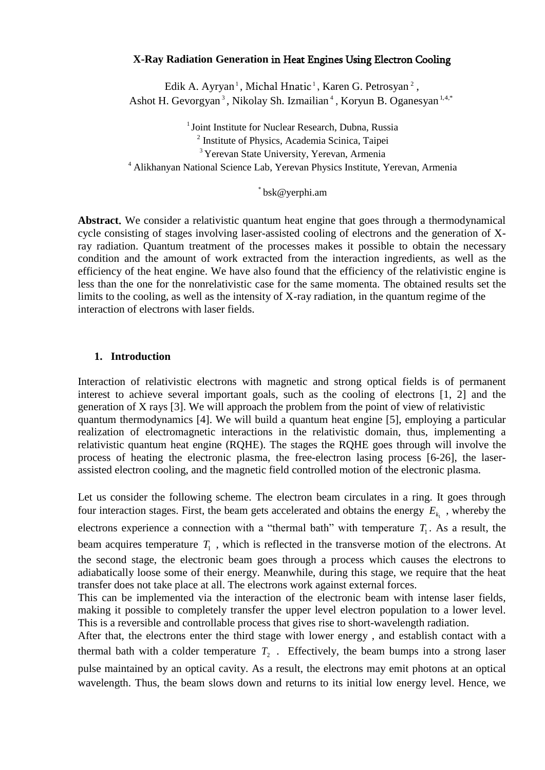# X-Ray Radiation Generation in Heat Engines Using Electron Cooling

Edik A. Ayryan [1], Michal Hnatic [1], Karen G. Petrosyan [2], Ashot H. Gevorgyan [3], Nikolay Sh. Izmailian [4], Koryun B. Oganesyan [1,4,*]

[1] Joint Institute for Nuclear Research, Dubna, Russia
[2] Institute of Physics, Academia Scinica, Taipei
[3] Yerevan State University, Yerevan, Armenia
[4] Alikhanyan National Science Lab, Yerevan Physics Institute, Yerevan, Armenia

[*] bsk@yerphi.am

**Abstract.** We consider a relativistic quantum heat engine that goes through a thermodynamical cycle consisting of stages involving laser-assisted cooling of electrons and the generation of X-ray radiation. Quantum treatment of the processes makes it possible to obtain the necessary condition and the amount of work extracted from the interaction ingredients, as well as the efficiency of the heat engine. We have also found that the efficiency of the relativistic engine is less than the one for the nonrelativistic case for the same momenta. The obtained results set the limits to the cooling, as well as the intensity of X-ray radiation, in the quantum regime of the interaction of electrons with laser fields.

## 1. Introduction

Interaction of relativistic electrons with magnetic and strong optical fields is of permanent interest to achieve several important goals, such as the cooling of electrons [1, 2] and the generation of X rays [3]. We will approach the problem from the point of view of relativistic quantum thermodynamics [4]. We will build a quantum heat engine [5], employing a particular realization of electromagnetic interactions in the relativistic domain, thus, implementing a relativistic quantum heat engine (RQHE). The stages the RQHE goes through will involve the process of heating the electronic plasma, the free-electron lasing process [6-26], the laser-assisted electron cooling, and the magnetic field controlled motion of the electronic plasma.

Let us consider the following scheme. The electron beam circulates in a ring. It goes through four interaction stages. First, the beam gets accelerated and obtains the energy $E_{k_1}$ , whereby the electrons experience a connection with a "thermal bath" with temperature $T_1$. As a result, the beam acquires temperature $T_1$ , which is reflected in the transverse motion of the electrons. At the second stage, the electronic beam goes through a process which causes the electrons to adiabatically loose some of their energy. Meanwhile, during this stage, we require that the heat transfer does not take place at all. The electrons work against external forces.
This can be implemented via the interaction of the electronic beam with intense laser fields, making it possible to completely transfer the upper level electron population to a lower level. This is a reversible and controllable process that gives rise to short-wavelength radiation.
After that, the electrons enter the third stage with lower energy , and establish contact with a thermal bath with a colder temperature $T_2$ . Effectively, the beam bumps into a strong laser pulse maintained by an optical cavity. As a result, the electrons may emit photons at an optical wavelength. Thus, the beam slows down and returns to its initial low energy level. Hence, we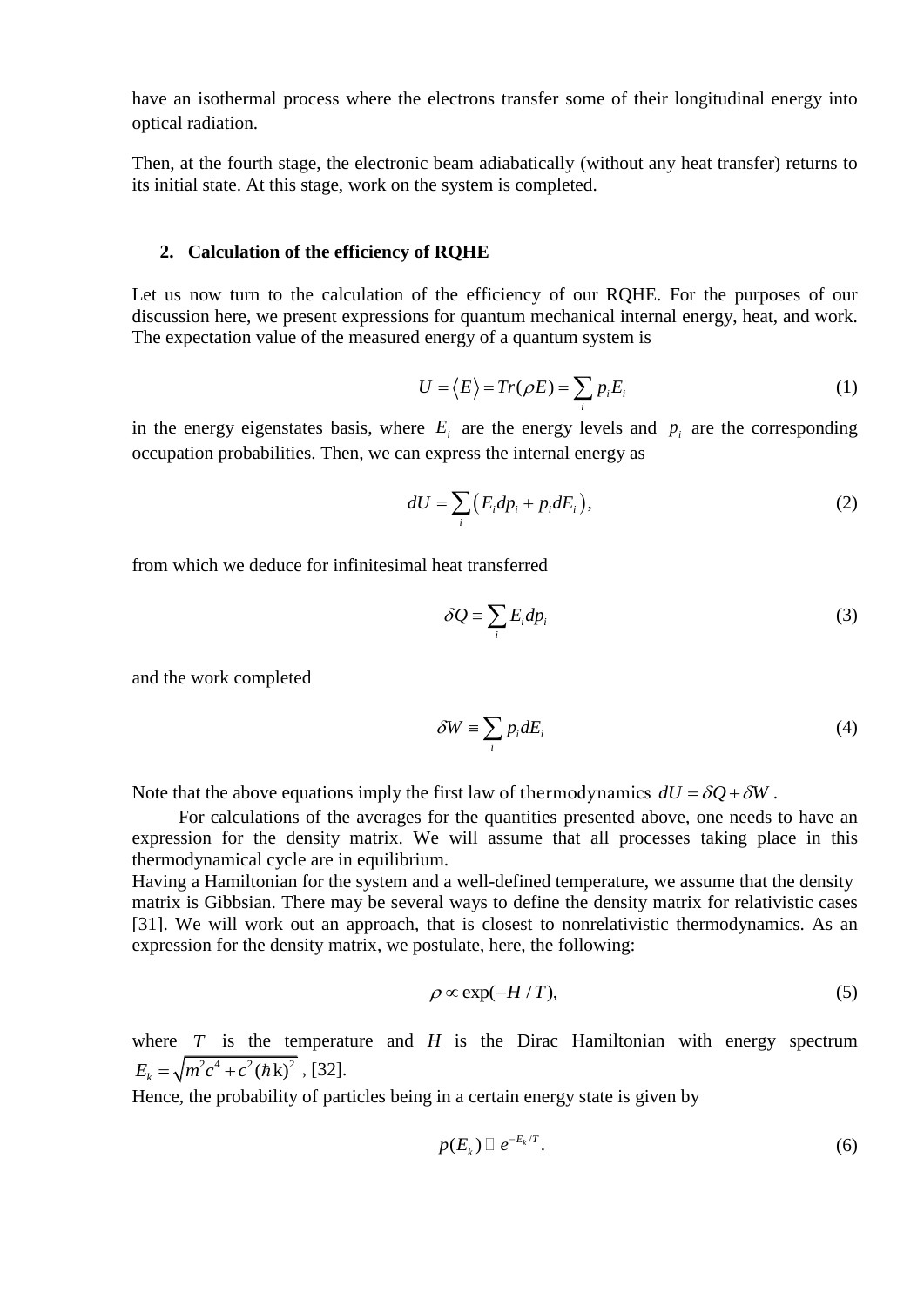have an isothermal process where the electrons transfer some of their longitudinal energy into optical radiation.

Then, at the fourth stage, the electronic beam adiabatically (without any heat transfer) returns to its initial state. At this stage, work on the system is completed.

## 2. Calculation of the efficiency of RQHE

Let us now turn to the calculation of the efficiency of our RQHE. For the purposes of our discussion here, we present expressions for quantum mechanical internal energy, heat, and work. The expectation value of the measured energy of a quantum system is

$$U = \langle E \rangle = Tr(\rho E) = \sum_i p_i E_i \tag{1}$$

in the energy eigenstates basis, where $E_i$ are the energy levels and $p_i$ are the corresponding occupation probabilities. Then, we can express the internal energy as

$$dU = \sum_i \left( E_i dp_i + p_i dE_i \right), \tag{2}$$

from which we deduce for infinitesimal heat transferred

$$\delta Q \equiv \sum_i E_i dp_i \tag{3}$$

and the work completed

$$\delta W \equiv \sum_i p_i dE_i \tag{4}$$

Note that the above equations imply the first law of thermodynamics $dU = \delta Q + \delta W$.

For calculations of the averages for the quantities presented above, one needs to have an expression for the density matrix. We will assume that all processes taking place in this thermodynamical cycle are in equilibrium.

Having a Hamiltonian for the system and a well-defined temperature, we assume that the density matrix is Gibbsian. There may be several ways to define the density matrix for relativistic cases [31]. We will work out an approach, that is closest to nonrelativistic thermodynamics. As an expression for the density matrix, we postulate, here, the following:

$$\rho \propto \exp(-H/T), \tag{5}$$

where $T$ is the temperature and $H$ is the Dirac Hamiltonian with energy spectrum $E_k = \sqrt{m^2c^4 + c^2(\hbar \mathrm{k})^2}$ , [32].

Hence, the probability of particles being in a certain energy state is given by

$$p(E_k) \sim e^{-E_k/T}. \tag{6}$$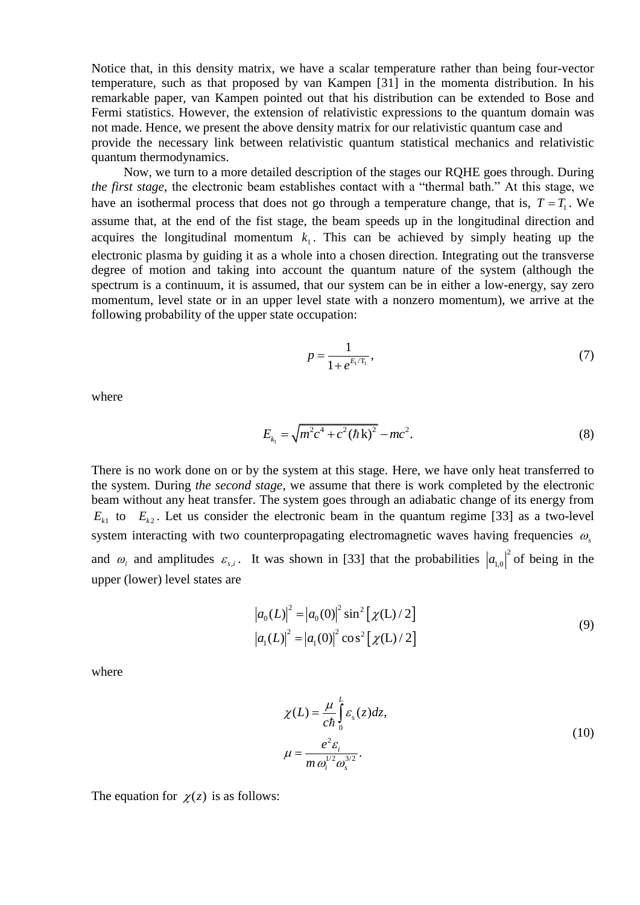Notice that, in this density matrix, we have a scalar temperature rather than being four-vector temperature, such as that proposed by van Kampen [31] in the momenta distribution. In his remarkable paper, van Kampen pointed out that his distribution can be extended to Bose and Fermi statistics. However, the extension of relativistic expressions to the quantum domain was not made. Hence, we present the above density matrix for our relativistic quantum case and provide the necessary link between relativistic quantum statistical mechanics and relativistic quantum thermodynamics.

Now, we turn to a more detailed description of the stages our RQHE goes through. During *the first stage*, the electronic beam establishes contact with a "thermal bath." At this stage, we have an isothermal process that does not go through a temperature change, that is, $T = T_1$. We assume that, at the end of the fist stage, the beam speeds up in the longitudinal direction and acquires the longitudinal momentum $k_1$. This can be achieved by simply heating up the electronic plasma by guiding it as a whole into a chosen direction. Integrating out the transverse degree of motion and taking into account the quantum nature of the system (although the spectrum is a continuum, it is assumed, that our system can be in either a low-energy, say zero momentum, level state or in an upper level state with a nonzero momentum), we arrive at the following probability of the upper state occupation:

$$p = \frac{1}{1 + e^{E_1/T_1}}, \tag{7}$$

where

$$E_{k_1} = \sqrt{m^2c^4 + c^2(\hbar \mathrm{k})^2} - mc^2. \tag{8}$$

There is no work done on or by the system at this stage. Here, we have only heat transferred to the system. During *the second stage*, we assume that there is work completed by the electronic beam without any heat transfer. The system goes through an adiabatic change of its energy from $E_{k1}$ to $E_{k2}$. Let us consider the electronic beam in the quantum regime [33] as a two-level system interacting with two counterpropagating electromagnetic waves having frequencies $\omega_s$ and $\omega_i$ and amplitudes $\varepsilon_{s,i}$. It was shown in [33] that the probabilities $|a_{1,0}|^2$ of being in the upper (lower) level states are

$$\begin{aligned} |a_0(L)|^2 &= |a_0(0)|^2 \sin^2\left[\chi(\mathrm{L})/2\right] \\ |a_1(L)|^2 &= |a_1(0)|^2 \cos^2\left[\chi(\mathrm{L})/2\right] \end{aligned} \tag{9}$$

where

$$\begin{aligned} \chi(L) &= \frac{\mu}{c\hbar}\int_0^L \varepsilon_s(z)dz, \\ \mu &= \frac{e^2\varepsilon_i}{m\,\omega_i^{1/2}\omega_s^{3/2}}. \end{aligned} \tag{10}$$

The equation for $\chi(z)$ is as follows: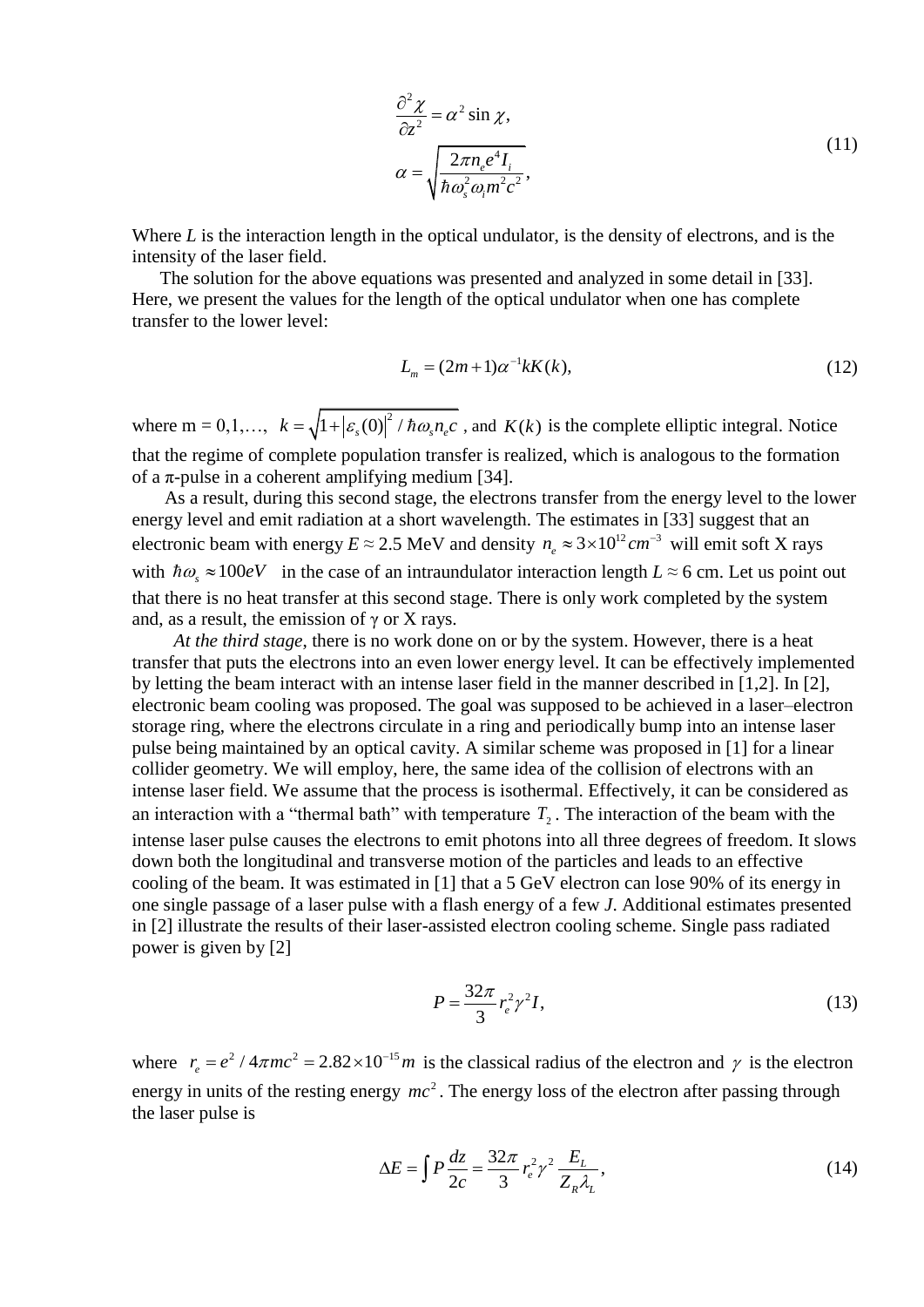$$\frac{\partial^2 \chi}{\partial z^2} = \alpha^2 \sin \chi,$$
$$\alpha = \sqrt{\frac{2\pi n_e e^4 I_i}{\hbar \omega_s^2 \omega_i m^2 c^2}}, \tag{11}$$

Where *L* is the interaction length in the optical undulator, is the density of electrons, and is the intensity of the laser field.

The solution for the above equations was presented and analyzed in some detail in [33]. Here, we present the values for the length of the optical undulator when one has complete transfer to the lower level:

$$L_m = (2m+1)\alpha^{-1} k K(k), \tag{12}$$

where m = 0,1,…, $k = \sqrt{1 + |\varepsilon_s(0)|^2 / \hbar \omega_s n_e c}$ , and $K(k)$ is the complete elliptic integral. Notice that the regime of complete population transfer is realized, which is analogous to the formation of a π-pulse in a coherent amplifying medium [34].

As a result, during this second stage, the electrons transfer from the energy level to the lower energy level and emit radiation at a short wavelength. The estimates in [33] suggest that an electronic beam with energy $E \approx 2.5$ MeV and density $n_e \approx 3 \times 10^{12} cm^{-3}$ will emit soft X rays with $\hbar\omega_s \approx 100 eV$ in the case of an intraundulator interaction length $L \approx 6$ cm. Let us point out that there is no heat transfer at this second stage. There is only work completed by the system and, as a result, the emission of γ or X rays.

*At the third stage*, there is no work done on or by the system. However, there is a heat transfer that puts the electrons into an even lower energy level. It can be effectively implemented by letting the beam interact with an intense laser field in the manner described in [1,2]. In [2], electronic beam cooling was proposed. The goal was supposed to be achieved in a laser–electron storage ring, where the electrons circulate in a ring and periodically bump into an intense laser pulse being maintained by an optical cavity. A similar scheme was proposed in [1] for a linear collider geometry. We will employ, here, the same idea of the collision of electrons with an intense laser field. We assume that the process is isothermal. Effectively, it can be considered as an interaction with a "thermal bath" with temperature $T_2$. The interaction of the beam with the intense laser pulse causes the electrons to emit photons into all three degrees of freedom. It slows down both the longitudinal and transverse motion of the particles and leads to an effective cooling of the beam. It was estimated in [1] that a 5 GeV electron can lose 90% of its energy in one single passage of a laser pulse with a flash energy of a few *J*. Additional estimates presented in [2] illustrate the results of their laser-assisted electron cooling scheme. Single pass radiated power is given by [2]

$$P = \frac{32\pi}{3} r_e^2 \gamma^2 I, \tag{13}$$

where $r_e = e^2 / 4\pi m c^2 = 2.82 \times 10^{-15} m$ is the classical radius of the electron and $\gamma$ is the electron energy in units of the resting energy $mc^2$. The energy loss of the electron after passing through the laser pulse is

$$\Delta E = \int P \frac{dz}{2c} = \frac{32\pi}{3} r_e^2 \gamma^2 \frac{E_L}{Z_R \lambda_L}, \tag{14}$$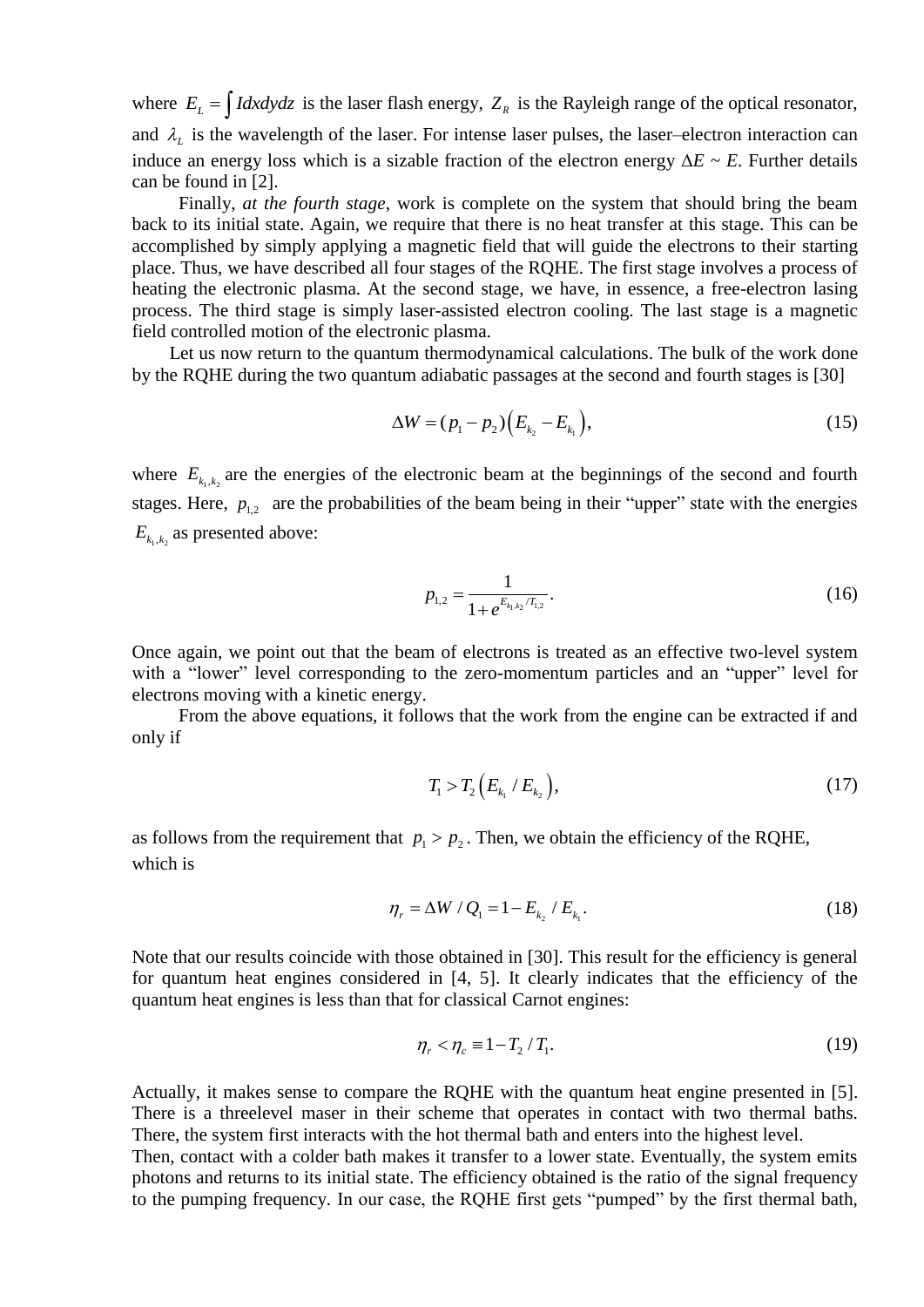where $E_L = \int I dx dy dz$ is the laser flash energy, $Z_R$ is the Rayleigh range of the optical resonator, and $\lambda_L$ is the wavelength of the laser. For intense laser pulses, the laser–electron interaction can induce an energy loss which is a sizable fraction of the electron energy $\Delta E \sim E$. Further details can be found in [2].

Finally, *at the fourth stage*, work is complete on the system that should bring the beam back to its initial state. Again, we require that there is no heat transfer at this stage. This can be accomplished by simply applying a magnetic field that will guide the electrons to their starting place. Thus, we have described all four stages of the RQHE. The first stage involves a process of heating the electronic plasma. At the second stage, we have, in essence, a free-electron lasing process. The third stage is simply laser-assisted electron cooling. The last stage is a magnetic field controlled motion of the electronic plasma.

Let us now return to the quantum thermodynamical calculations. The bulk of the work done by the RQHE during the two quantum adiabatic passages at the second and fourth stages is [30]

$$\Delta W = (p_1 - p_2)\left(E_{k_2} - E_{k_1}\right), \tag{15}$$

where $E_{k_1,k_2}$ are the energies of the electronic beam at the beginnings of the second and fourth stages. Here, $p_{1,2}$ are the probabilities of the beam being in their "upper" state with the energies $E_{k_1,k_2}$ as presented above:

$$p_{1,2} = \frac{1}{1 + e^{E_{k_1,k_2}/T_{1,2}}}. \tag{16}$$

Once again, we point out that the beam of electrons is treated as an effective two-level system with a "lower" level corresponding to the zero-momentum particles and an "upper" level for electrons moving with a kinetic energy.

From the above equations, it follows that the work from the engine can be extracted if and only if

$$T_1 > T_2\left(E_{k_1}/E_{k_2}\right), \tag{17}$$

as follows from the requirement that $p_1 > p_2$. Then, we obtain the efficiency of the RQHE, which is

$$\eta_r = \Delta W / Q_1 = 1 - E_{k_2}/E_{k_1}. \tag{18}$$

Note that our results coincide with those obtained in [30]. This result for the efficiency is general for quantum heat engines considered in [4, 5]. It clearly indicates that the efficiency of the quantum heat engines is less than that for classical Carnot engines:

$$\eta_r < \eta_c \equiv 1 - T_2/T_1. \tag{19}$$

Actually, it makes sense to compare the RQHE with the quantum heat engine presented in [5]. There is a threelevel maser in their scheme that operates in contact with two thermal baths. There, the system first interacts with the hot thermal bath and enters into the highest level.
Then, contact with a colder bath makes it transfer to a lower state. Eventually, the system emits photons and returns to its initial state. The efficiency obtained is the ratio of the signal frequency to the pumping frequency. In our case, the RQHE first gets "pumped" by the first thermal bath,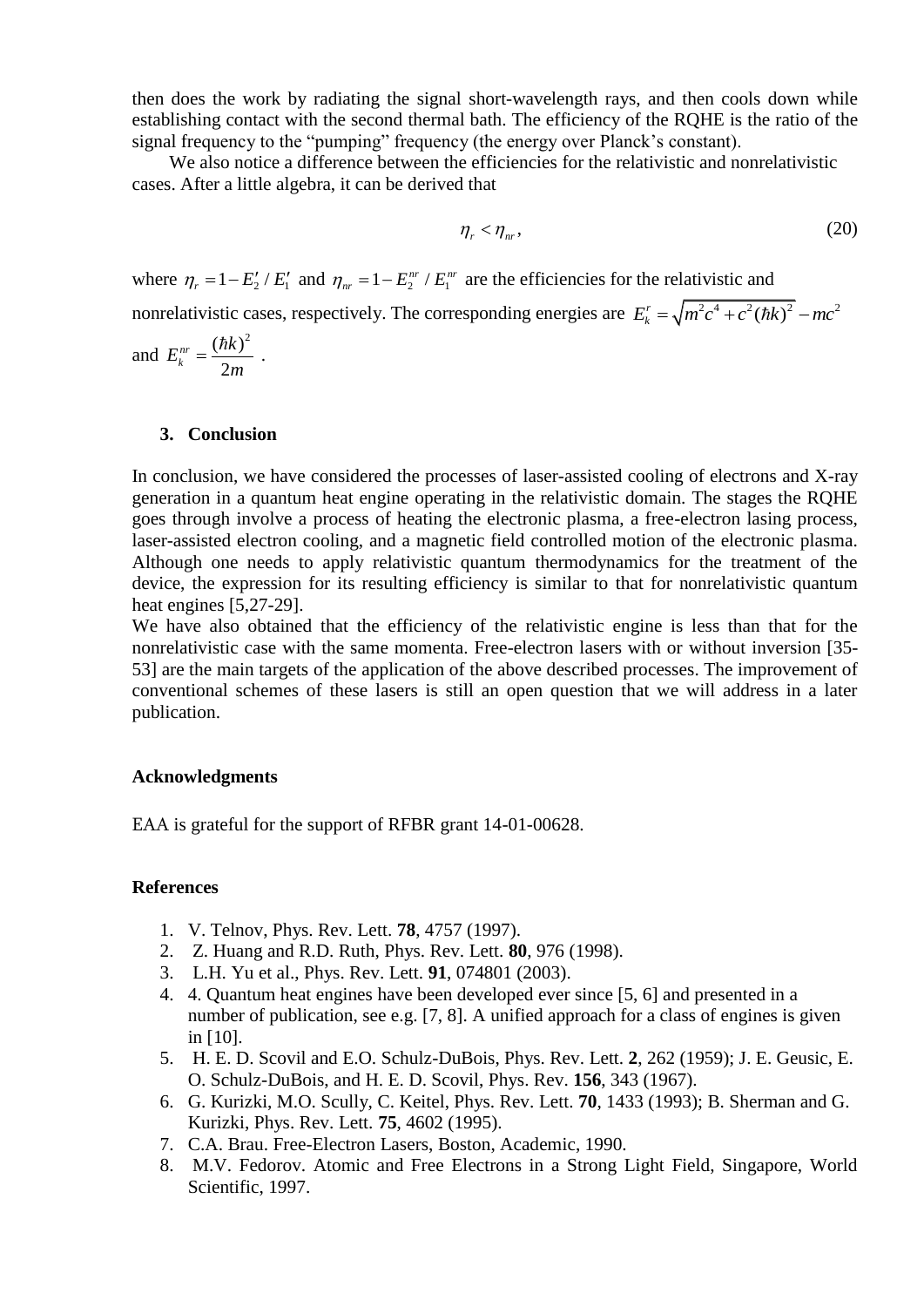then does the work by radiating the signal short-wavelength rays, and then cools down while establishing contact with the second thermal bath. The efficiency of the RQHE is the ratio of the signal frequency to the "pumping" frequency (the energy over Planck's constant).

We also notice a difference between the efficiencies for the relativistic and nonrelativistic cases. After a little algebra, it can be derived that

$$\eta_r < \eta_{nr}, \tag{20}$$

where $\eta_r = 1 - E_2' / E_1'$ and $\eta_{nr} = 1 - E_2^{nr} / E_1^{nr}$ are the efficiencies for the relativistic and nonrelativistic cases, respectively. The corresponding energies are $E_k^r = \sqrt{m^2c^4 + c^2(\hbar k)^2} - mc^2$ and $E_k^{nr} = \dfrac{(\hbar k)^2}{2m}$ .

## 3. Conclusion

In conclusion, we have considered the processes of laser-assisted cooling of electrons and X-ray generation in a quantum heat engine operating in the relativistic domain. The stages the RQHE goes through involve a process of heating the electronic plasma, a free-electron lasing process, laser-assisted electron cooling, and a magnetic field controlled motion of the electronic plasma. Although one needs to apply relativistic quantum thermodynamics for the treatment of the device, the expression for its resulting efficiency is similar to that for nonrelativistic quantum heat engines [5,27-29].

We have also obtained that the efficiency of the relativistic engine is less than that for the nonrelativistic case with the same momenta. Free-electron lasers with or without inversion [35-53] are the main targets of the application of the above described processes. The improvement of conventional schemes of these lasers is still an open question that we will address in a later publication.

### Acknowledgments

EAA is grateful for the support of RFBR grant 14-01-00628.

### References

1. V. Telnov, Phys. Rev. Lett. **78**, 4757 (1997).
2. Z. Huang and R.D. Ruth, Phys. Rev. Lett. **80**, 976 (1998).
3. L.H. Yu et al., Phys. Rev. Lett. **91**, 074801 (2003).
4. 4. Quantum heat engines have been developed ever since [5, 6] and presented in a number of publication, see e.g. [7, 8]. A unified approach for a class of engines is given in [10].
5. H. E. D. Scovil and E.O. Schulz-DuBois, Phys. Rev. Lett. **2**, 262 (1959); J. E. Geusic, E. O. Schulz-DuBois, and H. E. D. Scovil, Phys. Rev. **156**, 343 (1967).
6. G. Kurizki, M.O. Scully, C. Keitel, Phys. Rev. Lett. **70**, 1433 (1993); B. Sherman and G. Kurizki, Phys. Rev. Lett. **75**, 4602 (1995).
7. C.A. Brau. Free-Electron Lasers, Boston, Academic, 1990.
8. M.V. Fedorov. Atomic and Free Electrons in a Strong Light Field, Singapore, World Scientific, 1997.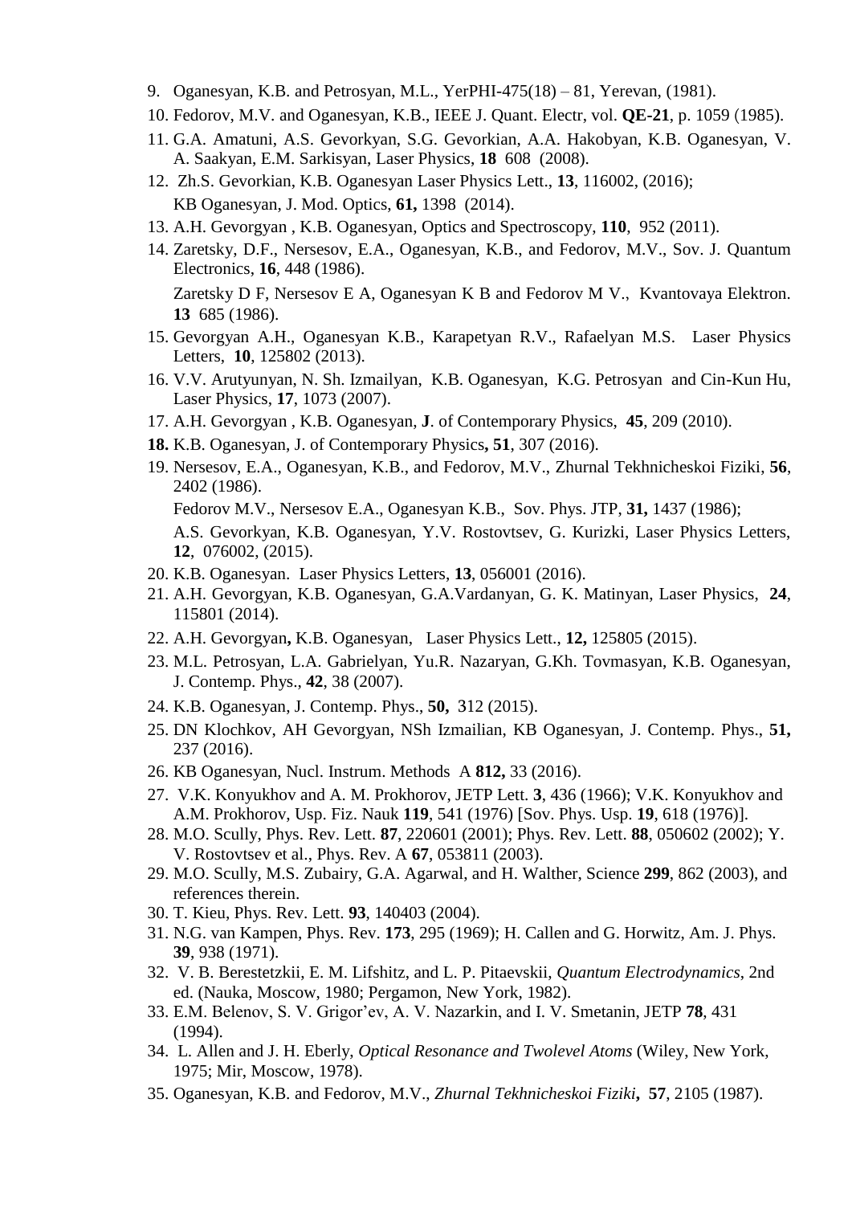9. Oganesyan, K.B. and Petrosyan, M.L., YerPHI-475(18) – 81, Yerevan, (1981).
10. Fedorov, M.V. and Oganesyan, K.B., IEEE J. Quant. Electr, vol. **QE-21**, p. 1059 (1985).
11. G.A. Amatuni, A.S. Gevorkyan, S.G. Gevorkian, A.A. Hakobyan, K.B. Oganesyan, V. A. Saakyan, E.M. Sarkisyan, Laser Physics, **18** 608 (2008).
12. Zh.S. Gevorkian, K.B. Oganesyan Laser Physics Lett., **13**, 116002, (2016);
    KB Oganesyan, J. Mod. Optics, **61,** 1398 (2014).
13. A.H. Gevorgyan , K.B. Oganesyan, Optics and Spectroscopy, **110**, 952 (2011).
14. Zaretsky, D.F., Nersesov, E.A., Oganesyan, K.B., and Fedorov, M.V., Sov. J. Quantum Electronics, **16**, 448 (1986).

    Zaretsky D F, Nersesov E A, Oganesyan K B and Fedorov M V., Kvantovaya Elektron. **13** 685 (1986).
15. Gevorgyan A.H., Oganesyan K.B., Karapetyan R.V., Rafaelyan M.S. Laser Physics Letters, **10**, 125802 (2013).
16. V.V. Arutyunyan, N. Sh. Izmailyan, K.B. Oganesyan, K.G. Petrosyan and Cin-Kun Hu, Laser Physics, **17**, 1073 (2007).
17. A.H. Gevorgyan , K.B. Oganesyan, **J**. of Contemporary Physics, **45**, 209 (2010).
18. K.B. Oganesyan, J. of Contemporary Physics**, 51**, 307 (2016).
19. Nersesov, E.A., Oganesyan, K.B., and Fedorov, M.V., Zhurnal Tekhnicheskoi Fiziki, **56**, 2402 (1986).

    Fedorov M.V., Nersesov E.A., Oganesyan K.B., Sov. Phys. JTP, **31,** 1437 (1986);

    A.S. Gevorkyan, K.B. Oganesyan, Y.V. Rostovtsev, G. Kurizki, Laser Physics Letters, **12**, 076002, (2015).
20. K.B. Oganesyan. Laser Physics Letters, **13**, 056001 (2016).
21. A.H. Gevorgyan, K.B. Oganesyan, G.A.Vardanyan, G. K. Matinyan, Laser Physics, **24**, 115801 (2014).
22. A.H. Gevorgyan**,** K.B. Oganesyan, Laser Physics Lett., **12,** 125805 (2015).
23. M.L. Petrosyan, L.A. Gabrielyan, Yu.R. Nazaryan, G.Kh. Tovmasyan, K.B. Oganesyan, J. Contemp. Phys., **42**, 38 (2007).
24. K.B. Oganesyan, J. Contemp. Phys., **50,** 312 (2015).
25. DN Klochkov, AH Gevorgyan, NSh Izmailian, KB Oganesyan, J. Contemp. Phys., **51,** 237 (2016).
26. KB Oganesyan, Nucl. Instrum. Methods A **812,** 33 (2016).
27. V.K. Konyukhov and A. M. Prokhorov, JETP Lett. **3**, 436 (1966); V.K. Konyukhov and A.M. Prokhorov, Usp. Fiz. Nauk **119**, 541 (1976) [Sov. Phys. Usp. **19**, 618 (1976)].
28. M.O. Scully, Phys. Rev. Lett. **87**, 220601 (2001); Phys. Rev. Lett. **88**, 050602 (2002); Y. V. Rostovtsev et al., Phys. Rev. A **67**, 053811 (2003).
29. M.O. Scully, M.S. Zubairy, G.A. Agarwal, and H. Walther, Science **299**, 862 (2003), and references therein.
30. T. Kieu, Phys. Rev. Lett. **93**, 140403 (2004).
31. N.G. van Kampen, Phys. Rev. **173**, 295 (1969); H. Callen and G. Horwitz, Am. J. Phys. **39**, 938 (1971).
32. V. B. Berestetzkii, E. M. Lifshitz, and L. P. Pitaevskii, *Quantum Electrodynamics*, 2nd ed. (Nauka, Moscow, 1980; Pergamon, New York, 1982).
33. E.M. Belenov, S. V. Grigor'ev, A. V. Nazarkin, and I. V. Smetanin, JETP **78**, 431 (1994).
34. L. Allen and J. H. Eberly, *Optical Resonance and Twolevel Atoms* (Wiley, New York, 1975; Mir, Moscow, 1978).
35. Oganesyan, K.B. and Fedorov, M.V., *Zhurnal Tekhnicheskoi Fiziki***, 57**, 2105 (1987).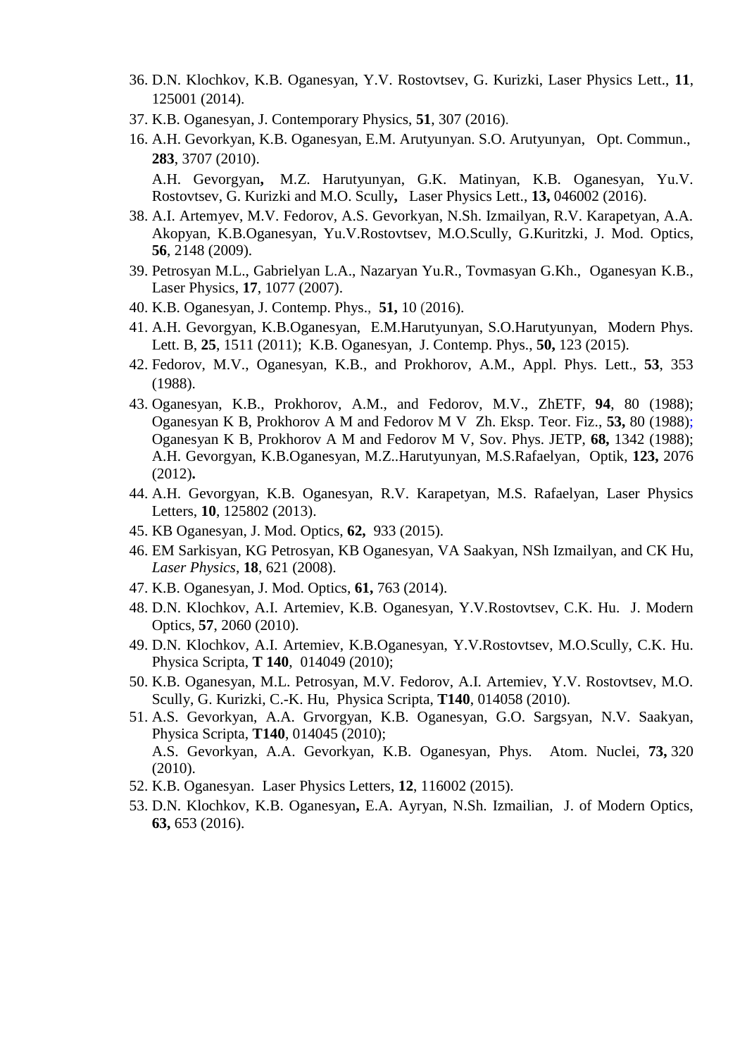36. D.N. Klochkov, K.B. Oganesyan, Y.V. Rostovtsev, G. Kurizki, Laser Physics Lett., **11**, 125001 (2014).
37. K.B. Oganesyan, J. Contemporary Physics, **51**, 307 (2016).
16. A.H. Gevorkyan, K.B. Oganesyan, E.M. Arutyunyan. S.O. Arutyunyan, Opt. Commun., **283**, 3707 (2010).

    A.H. Gevorgyan**,** M.Z. Harutyunyan, G.K. Matinyan, K.B. Oganesyan, Yu.V. Rostovtsev, G. Kurizki and M.O. Scully**,** Laser Physics Lett., **13,** 046002 (2016).
38. A.I. Artemyev, M.V. Fedorov, A.S. Gevorkyan, N.Sh. Izmailyan, R.V. Karapetyan, A.A. Akopyan, K.B.Oganesyan, Yu.V.Rostovtsev, M.O.Scully, G.Kuritzki, J. Mod. Optics, **56**, 2148 (2009).
39. Petrosyan M.L., Gabrielyan L.A., Nazaryan Yu.R., Tovmasyan G.Kh., Oganesyan K.B., Laser Physics, **17**, 1077 (2007).
40. K.B. Oganesyan, J. Contemp. Phys., **51,** 10 (2016).
41. A.H. Gevorgyan, K.B.Oganesyan, E.M.Harutyunyan, S.O.Harutyunyan, Modern Phys. Lett. B, **25**, 1511 (2011); K.B. Oganesyan, J. Contemp. Phys., **50,** 123 (2015).
42. Fedorov, M.V., Oganesyan, K.B., and Prokhorov, A.M., Appl. Phys. Lett., **53**, 353 (1988).
43. Oganesyan, K.B., Prokhorov, A.M., and Fedorov, M.V., ZhETF, **94**, 80 (1988); Oganesyan K B, Prokhorov A M and Fedorov M V Zh. Eksp. Teor. Fiz., **53,** 80 (1988); Oganesyan K B, Prokhorov A M and Fedorov M V, Sov. Phys. JETP, **68,** 1342 (1988); A.H. Gevorgyan, K.B.Oganesyan, M.Z..Harutyunyan, M.S.Rafaelyan, Optik, **123,** 2076 (2012)**.**
44. A.H. Gevorgyan, K.B. Oganesyan, R.V. Karapetyan, M.S. Rafaelyan, Laser Physics Letters, **10**, 125802 (2013).
45. KB Oganesyan, J. Mod. Optics, **62,** 933 (2015).
46. EM Sarkisyan, KG Petrosyan, KB Oganesyan, VA Saakyan, NSh Izmailyan, and CK Hu, *Laser Physics*, **18**, 621 (2008).
47. K.B. Oganesyan, J. Mod. Optics, **61,** 763 (2014).
48. D.N. Klochkov, A.I. Artemiev, K.B. Oganesyan, Y.V.Rostovtsev, C.K. Hu. J. Modern Optics, **57**, 2060 (2010).
49. D.N. Klochkov, A.I. Artemiev, K.B.Oganesyan, Y.V.Rostovtsev, M.O.Scully, C.K. Hu. Physica Scripta, **T 140**, 014049 (2010);
50. K.B. Oganesyan, M.L. Petrosyan, M.V. Fedorov, A.I. Artemiev, Y.V. Rostovtsev, M.O. Scully, G. Kurizki, C.-K. Hu, Physica Scripta, **T140**, 014058 (2010).
51. A.S. Gevorkyan, A.A. Grvorgyan, K.B. Oganesyan, G.O. Sargsyan, N.V. Saakyan, Physica Scripta, **T140**, 014045 (2010);
    A.S. Gevorkyan, A.A. Gevorkyan, K.B. Oganesyan, Phys. Atom. Nuclei, **73,** 320 (2010).
52. K.B. Oganesyan. Laser Physics Letters, **12**, 116002 (2015).
53. D.N. Klochkov, K.B. Oganesyan**,** E.A. Ayryan, N.Sh. Izmailian, J. of Modern Optics, **63,** 653 (2016).